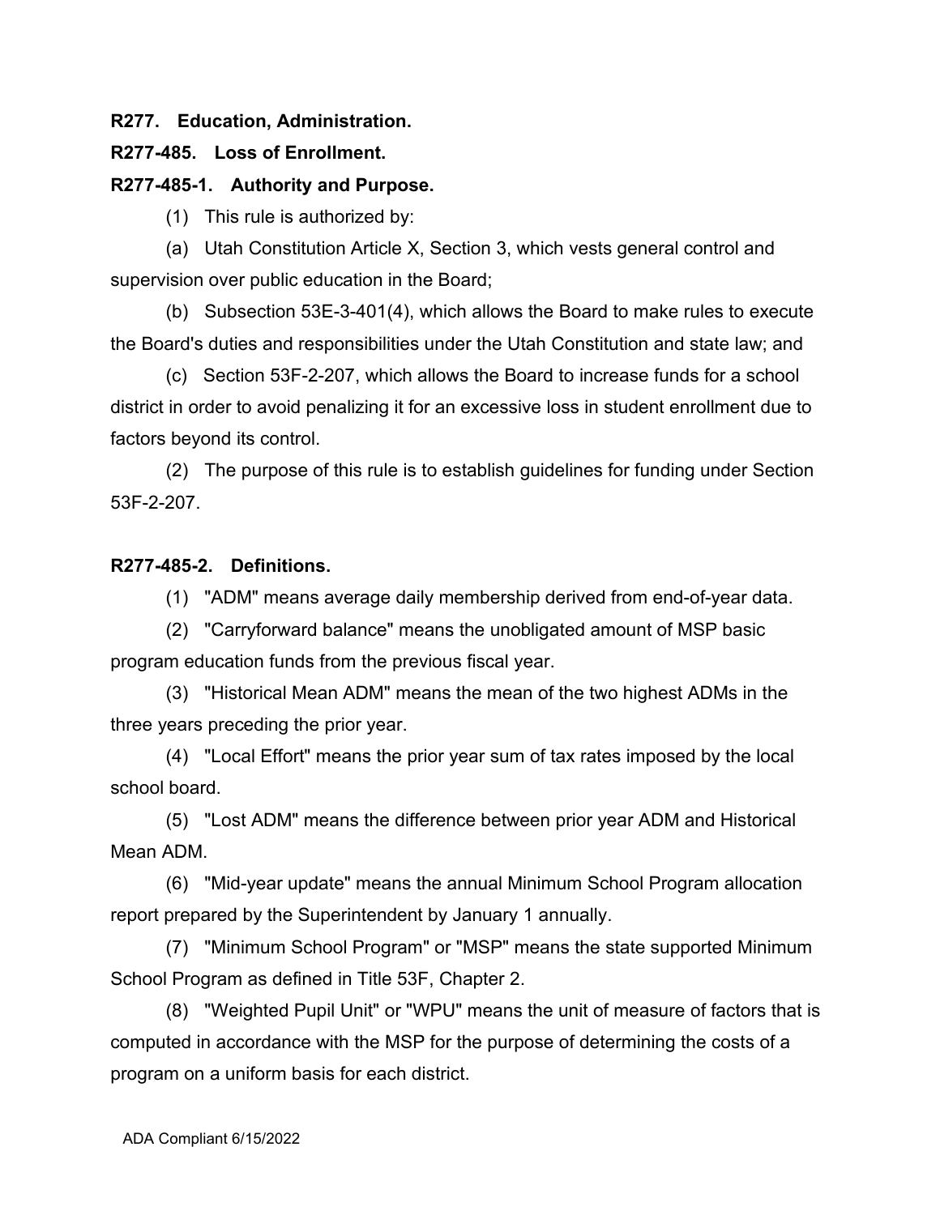**R277. Education, Administration.**

**R277-485. Loss of Enrollment.**

**R277-485-1. Authority and Purpose.**

(1) This rule is authorized by:

(a) Utah Constitution Article X, Section 3, which vests general control and supervision over public education in the Board;

(b) Subsection 53E-3-401(4), which allows the Board to make rules to execute the Board's duties and responsibilities under the Utah Constitution and state law; and

(c) Section 53F-2-207, which allows the Board to increase funds for a school district in order to avoid penalizing it for an excessive loss in student enrollment due to factors beyond its control.

(2) The purpose of this rule is to establish guidelines for funding under Section 53F-2-207.

**R277-485-2. Definitions.**

(1) "ADM" means average daily membership derived from end-of-year data.

(2) "Carryforward balance" means the unobligated amount of MSP basic program education funds from the previous fiscal year.

(3) "Historical Mean ADM" means the mean of the two highest ADMs in the three years preceding the prior year.

(4) "Local Effort" means the prior year sum of tax rates imposed by the local school board.

(5) "Lost ADM" means the difference between prior year ADM and Historical Mean ADM.

(6) "Mid-year update" means the annual Minimum School Program allocation report prepared by the Superintendent by January 1 annually.

(7) "Minimum School Program" or "MSP" means the state supported Minimum School Program as defined in Title 53F, Chapter 2.

(8) "Weighted Pupil Unit" or "WPU" means the unit of measure of factors that is computed in accordance with the MSP for the purpose of determining the costs of a program on a uniform basis for each district.

ADA Compliant 6/15/2022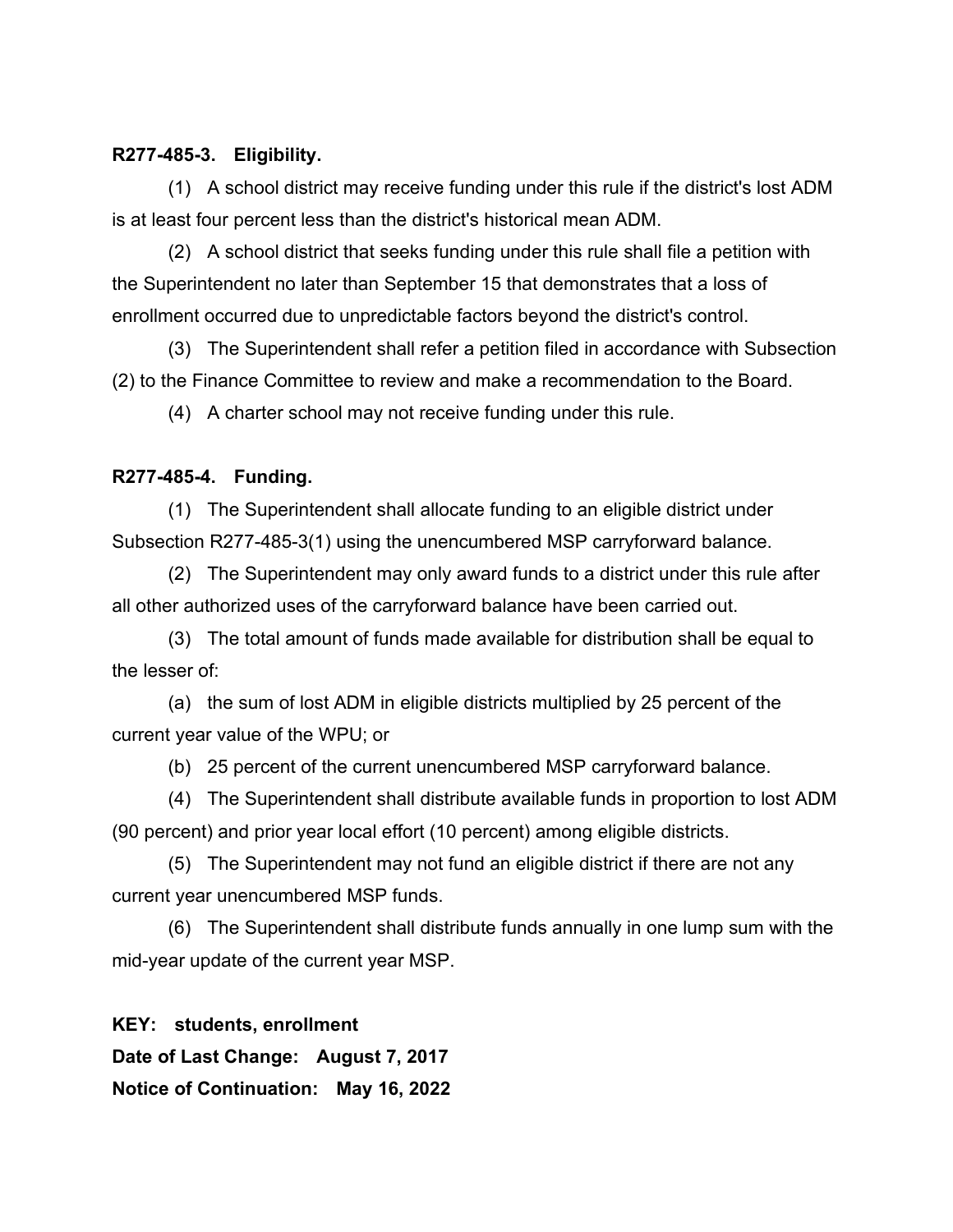**R277-485-3. Eligibility.**

(1) A school district may receive funding under this rule if the district's lost ADM is at least four percent less than the district's historical mean ADM.

(2) A school district that seeks funding under this rule shall file a petition with the Superintendent no later than September 15 that demonstrates that a loss of enrollment occurred due to unpredictable factors beyond the district's control.

(3) The Superintendent shall refer a petition filed in accordance with Subsection (2) to the Finance Committee to review and make a recommendation to the Board.

(4) A charter school may not receive funding under this rule.

**R277-485-4. Funding.**

(1) The Superintendent shall allocate funding to an eligible district under Subsection R277-485-3(1) using the unencumbered MSP carryforward balance.

(2) The Superintendent may only award funds to a district under this rule after all other authorized uses of the carryforward balance have been carried out.

(3) The total amount of funds made available for distribution shall be equal to the lesser of:

(a) the sum of lost ADM in eligible districts multiplied by 25 percent of the current year value of the WPU; or

(b) 25 percent of the current unencumbered MSP carryforward balance.

(4) The Superintendent shall distribute available funds in proportion to lost ADM (90 percent) and prior year local effort (10 percent) among eligible districts.

(5) The Superintendent may not fund an eligible district if there are not any current year unencumbered MSP funds.

(6) The Superintendent shall distribute funds annually in one lump sum with the mid-year update of the current year MSP.

**KEY: students, enrollment**
**Date of Last Change: August 7, 2017**
**Notice of Continuation: May 16, 2022**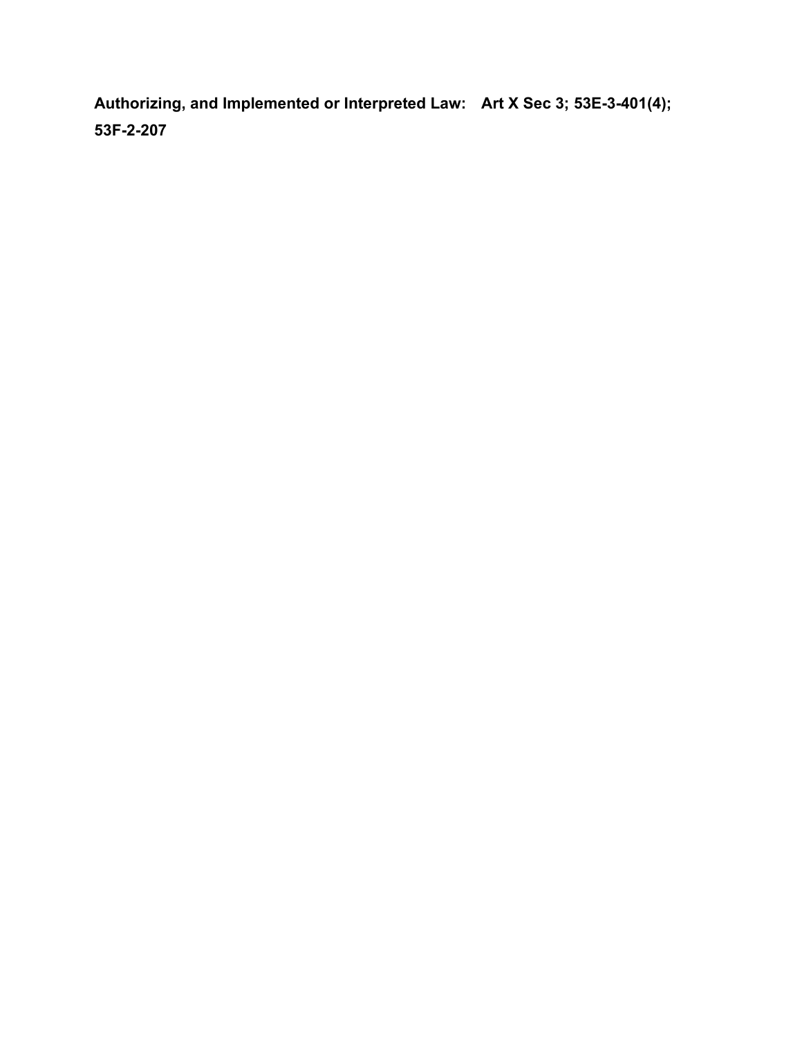**Authorizing, and Implemented or Interpreted Law: Art X Sec 3; 53E-3-401(4); 53F-2-207**